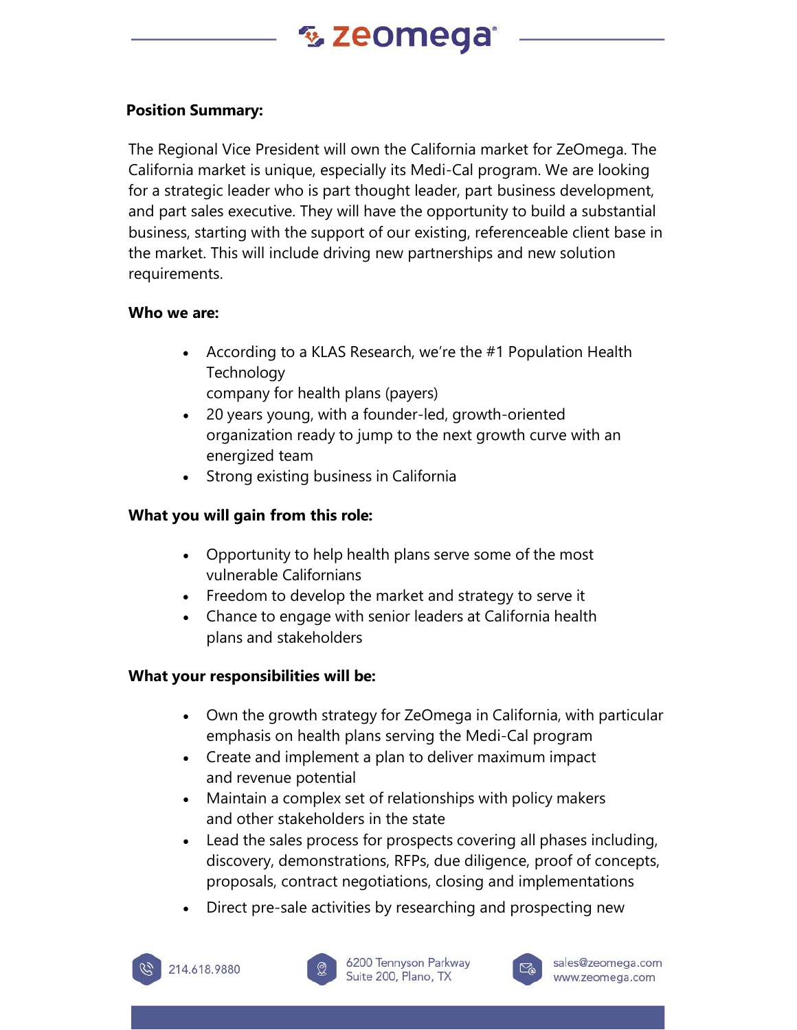**Position Summary:**

The Regional Vice President will own the California market for ZeOmega. The California market is unique, especially its Medi-Cal program. We are looking for a strategic leader who is part thought leader, part business development, and part sales executive. They will have the opportunity to build a substantial business, starting with the support of our existing, referenceable client base in the market. This will include driving new partnerships and new solution requirements.

**Who we are:**

- According to a KLAS Research, we're the #1 Population Health Technology company for health plans (payers)
- 20 years young, with a founder-led, growth-oriented organization ready to jump to the next growth curve with an energized team
- Strong existing business in California

**What you will gain from this role:**

- Opportunity to help health plans serve some of the most vulnerable Californians
- Freedom to develop the market and strategy to serve it
- Chance to engage with senior leaders at California health plans and stakeholders

**What your responsibilities will be:**

- Own the growth strategy for ZeOmega in California, with particular emphasis on health plans serving the Medi-Cal program
- Create and implement a plan to deliver maximum impact and revenue potential
- Maintain a complex set of relationships with policy makers and other stakeholders in the state
- Lead the sales process for prospects covering all phases including, discovery, demonstrations, RFPs, due diligence, proof of concepts, proposals, contract negotiations, closing and implementations
- Direct pre-sale activities by researching and prospecting new

214.618.9880 | 6200 Tennyson Parkway Suite 200, Plano, TX | sales@zeomega.com www.zeomega.com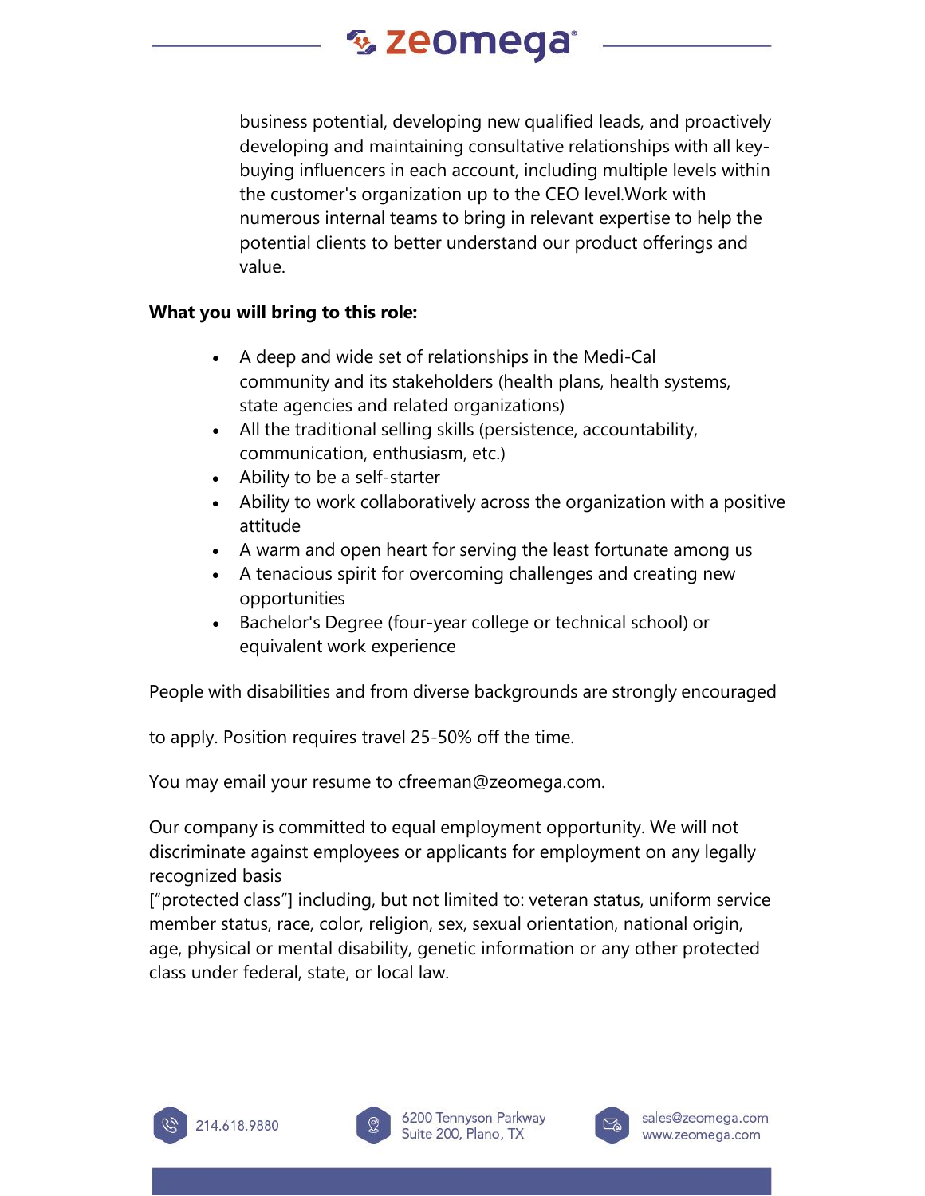business potential, developing new qualified leads, and proactively developing and maintaining consultative relationships with all key-buying influencers in each account, including multiple levels within the customer's organization up to the CEO level.Work with numerous internal teams to bring in relevant expertise to help the potential clients to better understand our product offerings and value.

**What you will bring to this role:**

- A deep and wide set of relationships in the Medi-Cal community and its stakeholders (health plans, health systems, state agencies and related organizations)
- All the traditional selling skills (persistence, accountability, communication, enthusiasm, etc.)
- Ability to be a self-starter
- Ability to work collaboratively across the organization with a positive attitude
- A warm and open heart for serving the least fortunate among us
- A tenacious spirit for overcoming challenges and creating new opportunities
- Bachelor's Degree (four-year college or technical school) or equivalent work experience

People with disabilities and from diverse backgrounds are strongly encouraged

to apply. Position requires travel 25-50% off the time.

You may email your resume to cfreeman@zeomega.com.

Our company is committed to equal employment opportunity. We will not discriminate against employees or applicants for employment on any legally recognized basis
["protected class"] including, but not limited to: veteran status, uniform service member status, race, color, religion, sex, sexual orientation, national origin, age, physical or mental disability, genetic information or any other protected class under federal, state, or local law.